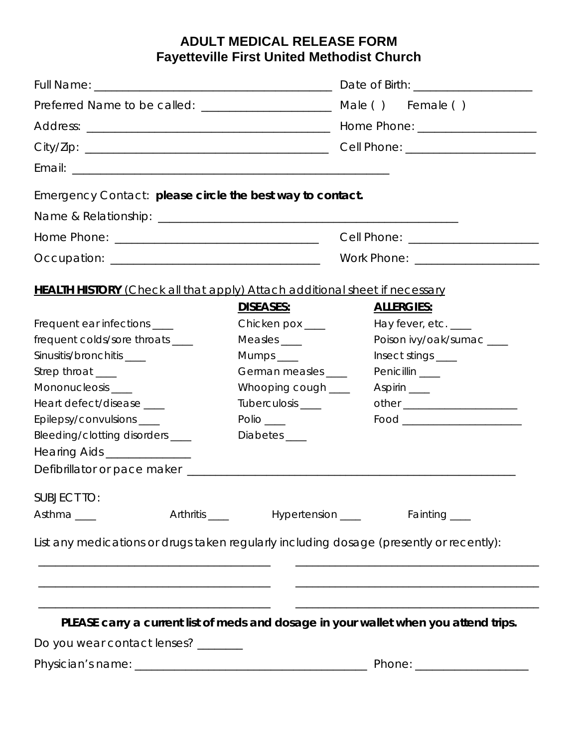# ADULT MEDICAL RELEASE FORM
## Fayetteville First United Methodist Church

Full Name: ________________________________________ Date of Birth: ____________________

Preferred Name to be called: ______________________ Male ( ) Female ( )

Address: _________________________________________ Home Phone: ____________________

City/Zip: _________________________________________ Cell Phone: ______________________

Email: _____________________________________________________

Emergency Contact: **please circle the best way to contact.**

Name & Relationship: _________________________________________________

Home Phone: __________________________________ Cell Phone: ______________________

Occupation: __________________________________ Work Phone: _____________________

**HEALTH HISTORY** (Check all that apply) Attach additional sheet if necessary

| | **DISEASES:** | **ALLERGIES:** |
|---|---|---|
| Frequent ear infections ____ | Chicken pox ____ | Hay fever, etc. ____ |
| frequent colds/sore throats ____ | Measles ____ | Poison ivy/oak/sumac ____ |
| Sinusitis/bronchitis ____ | Mumps ____ | Insect stings ____ |
| Strep throat ____ | German measles ____ | Penicillin ____ |
| Mononucleosis ____ | Whooping cough ____ | Aspirin ____ |
| Heart defect/disease ____ | Tuberculosis ____ | other ____________________ |
| Epilepsy/convulsions ____ | Polio ____ | Food ____________________ |
| Bleeding/clotting disorders ____ | Diabetes ____ | |

Hearing Aids _______________

Defibrillator or pace maker _______________________________________________________

SUBJECT TO:

Asthma ____ Arthritis ____ Hypertension ____ Fainting ____

List any medications or drugs taken regularly including dosage (presently or recently):

_________________________________________ _________________________________________

_________________________________________ _________________________________________

_________________________________________ _________________________________________

**PLEASE carry a current list of meds and dosage in your wallet when you attend trips.**

Do you wear contact lenses? ________

Physician's name: _________________________________________ Phone: ___________________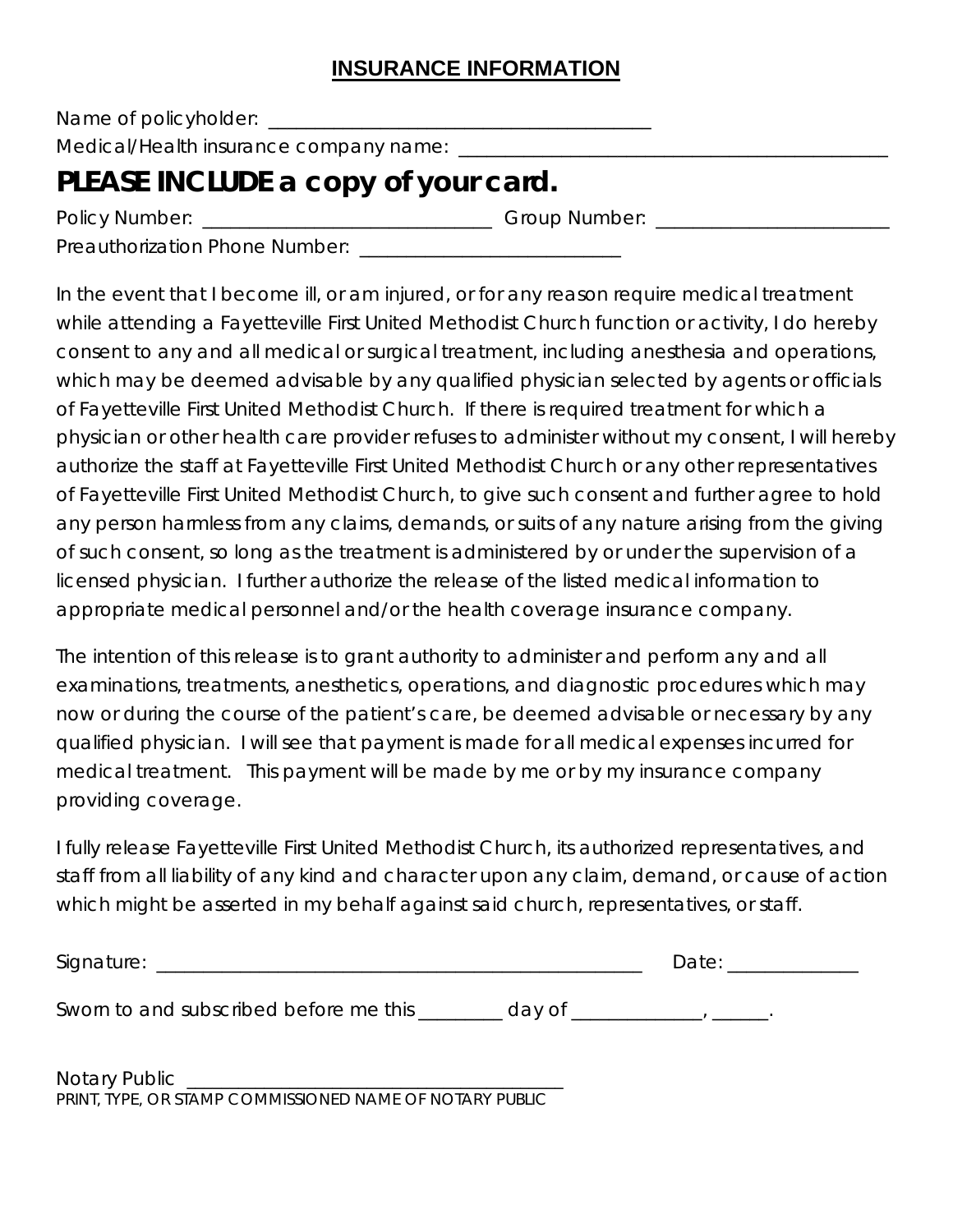## INSURANCE INFORMATION

Name of policyholder: _______________________________________

Medical/Health insurance company name: ___________________________________________

**PLEASE INCLUDE a copy of your card.**

Policy Number: _____________________________ Group Number: _______________________

Preauthorization Phone Number: __________________________

In the event that I become ill, or am injured, or for any reason require medical treatment while attending a Fayetteville First United Methodist Church function or activity, I do hereby consent to any and all medical or surgical treatment, including anesthesia and operations, which may be deemed advisable by any qualified physician selected by agents or officials of Fayetteville First United Methodist Church. If there is required treatment for which a physician or other health care provider refuses to administer without my consent, I will hereby authorize the staff at Fayetteville First United Methodist Church or any other representatives of Fayetteville First United Methodist Church, to give such consent and further agree to hold any person harmless from any claims, demands, or suits of any nature arising from the giving of such consent, so long as the treatment is administered by or under the supervision of a licensed physician. I further authorize the release of the listed medical information to appropriate medical personnel and/or the health coverage insurance company.

The intention of this release is to grant authority to administer and perform any and all examinations, treatments, anesthetics, operations, and diagnostic procedures which may now or during the course of the patient's care, be deemed advisable or necessary by any qualified physician. I will see that payment is made for all medical expenses incurred for medical treatment. This payment will be made by me or by my insurance company providing coverage.

I fully release Fayetteville First United Methodist Church, its authorized representatives, and staff from all liability of any kind and character upon any claim, demand, or cause of action which might be asserted in my behalf against said church, representatives, or staff.

Signature: _________________________________________________ Date: _____________

Sworn to and subscribed before me this ________ day of _____________, ______.

Notary Public ______________________________________

PRINT, TYPE, OR STAMP COMMISSIONED NAME OF NOTARY PUBLIC